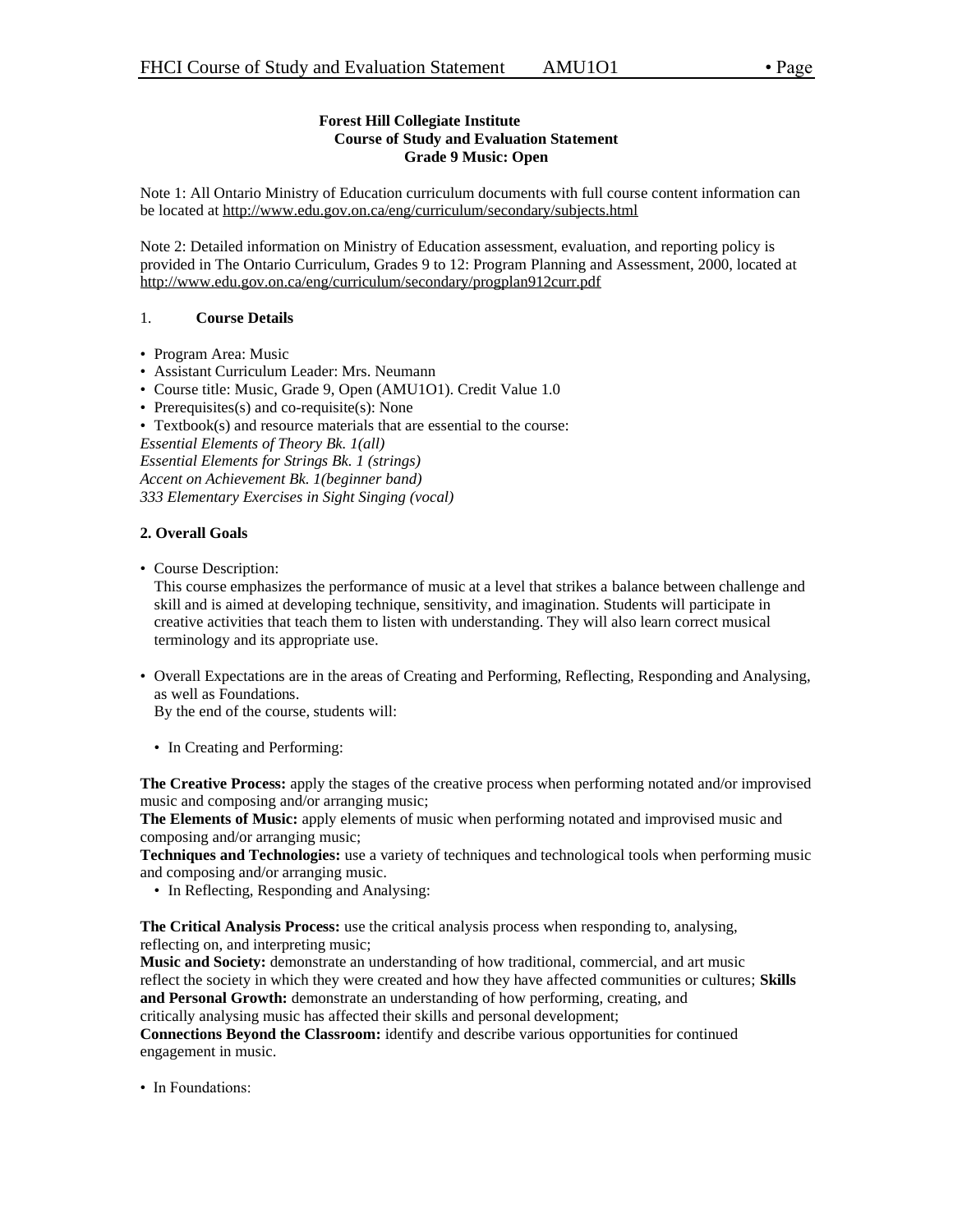**Forest Hill Collegiate Institute**
**Course of Study and Evaluation Statement**
**Grade 9 Music: Open**

Note 1: All Ontario Ministry of Education curriculum documents with full course content information can be located at http://www.edu.gov.on.ca/eng/curriculum/secondary/subjects.html

Note 2: Detailed information on Ministry of Education assessment, evaluation, and reporting policy is provided in The Ontario Curriculum, Grades 9 to 12: Program Planning and Assessment, 2000, located at http://www.edu.gov.on.ca/eng/curriculum/secondary/progplan912curr.pdf

## 1. Course Details

- Program Area: Music
- Assistant Curriculum Leader: Mrs. Neumann
- Course title: Music, Grade 9, Open (AMU1O1). Credit Value 1.0
- Prerequisites(s) and co-requisite(s): None
- Textbook(s) and resource materials that are essential to the course:

*Essential Elements of Theory Bk. 1(all)*
*Essential Elements for Strings Bk. 1 (strings)*
*Accent on Achievement Bk. 1(beginner band)*
*333 Elementary Exercises in Sight Singing (vocal)*

## 2. Overall Goals

- Course Description:
  This course emphasizes the performance of music at a level that strikes a balance between challenge and skill and is aimed at developing technique, sensitivity, and imagination. Students will participate in creative activities that teach them to listen with understanding. They will also learn correct musical terminology and its appropriate use.

- Overall Expectations are in the areas of Creating and Performing, Reflecting, Responding and Analysing, as well as Foundations.
  By the end of the course, students will:

  - In Creating and Performing:

**The Creative Process:** apply the stages of the creative process when performing notated and/or improvised music and composing and/or arranging music;
**The Elements of Music:** apply elements of music when performing notated and improvised music and composing and/or arranging music;
**Techniques and Technologies:** use a variety of techniques and technological tools when performing music and composing and/or arranging music.

  - In Reflecting, Responding and Analysing:

**The Critical Analysis Process:** use the critical analysis process when responding to, analysing, reflecting on, and interpreting music;
**Music and Society:** demonstrate an understanding of how traditional, commercial, and art music reflect the society in which they were created and how they have affected communities or cultures; **Skills and Personal Growth:** demonstrate an understanding of how performing, creating, and critically analysing music has affected their skills and personal development;
**Connections Beyond the Classroom:** identify and describe various opportunities for continued engagement in music.

- In Foundations: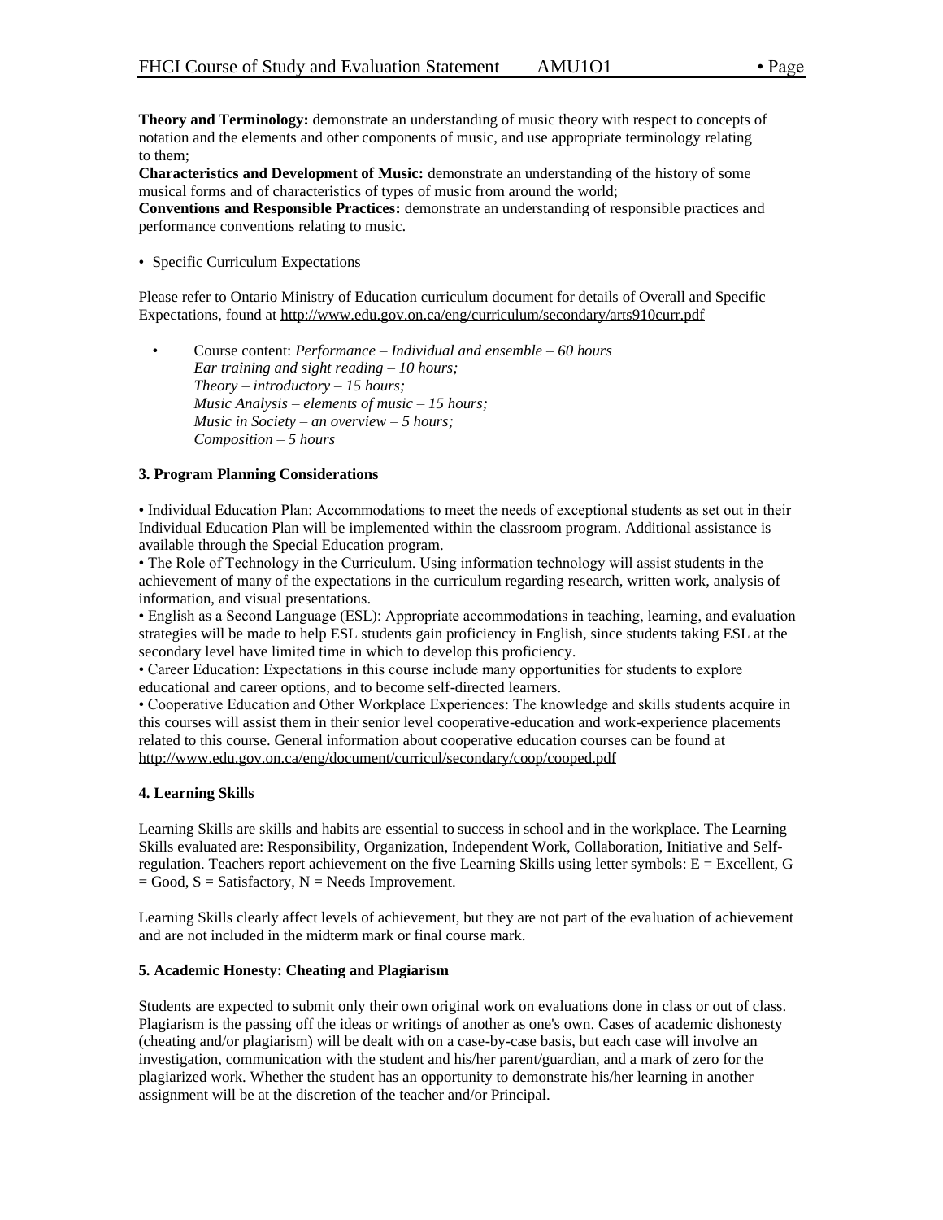**Theory and Terminology:** demonstrate an understanding of music theory with respect to concepts of notation and the elements and other components of music, and use appropriate terminology relating to them;
**Characteristics and Development of Music:** demonstrate an understanding of the history of some musical forms and of characteristics of types of music from around the world;
**Conventions and Responsible Practices:** demonstrate an understanding of responsible practices and performance conventions relating to music.

- Specific Curriculum Expectations

Please refer to Ontario Ministry of Education curriculum document for details of Overall and Specific Expectations, found at http://www.edu.gov.on.ca/eng/curriculum/secondary/arts910curr.pdf

- Course content: *Performance – Individual and ensemble – 60 hours*
  *Ear training and sight reading – 10 hours;*
  *Theory – introductory – 15 hours;*
  *Music Analysis – elements of music – 15 hours;*
  *Music in Society – an overview – 5 hours;*
  *Composition – 5 hours*

### 3. Program Planning Considerations

• Individual Education Plan: Accommodations to meet the needs of exceptional students as set out in their Individual Education Plan will be implemented within the classroom program. Additional assistance is available through the Special Education program.
• The Role of Technology in the Curriculum. Using information technology will assist students in the achievement of many of the expectations in the curriculum regarding research, written work, analysis of information, and visual presentations.
• English as a Second Language (ESL): Appropriate accommodations in teaching, learning, and evaluation strategies will be made to help ESL students gain proficiency in English, since students taking ESL at the secondary level have limited time in which to develop this proficiency.
• Career Education: Expectations in this course include many opportunities for students to explore educational and career options, and to become self-directed learners.
• Cooperative Education and Other Workplace Experiences: The knowledge and skills students acquire in this courses will assist them in their senior level cooperative-education and work-experience placements related to this course. General information about cooperative education courses can be found at http://www.edu.gov.on.ca/eng/document/curricul/secondary/coop/cooped.pdf

### 4. Learning Skills

Learning Skills are skills and habits are essential to success in school and in the workplace. The Learning Skills evaluated are: Responsibility, Organization, Independent Work, Collaboration, Initiative and Self-regulation. Teachers report achievement on the five Learning Skills using letter symbols: E = Excellent, G = Good, S = Satisfactory, N = Needs Improvement.

Learning Skills clearly affect levels of achievement, but they are not part of the evaluation of achievement and are not included in the midterm mark or final course mark.

### 5. Academic Honesty: Cheating and Plagiarism

Students are expected to submit only their own original work on evaluations done in class or out of class. Plagiarism is the passing off the ideas or writings of another as one's own. Cases of academic dishonesty (cheating and/or plagiarism) will be dealt with on a case-by-case basis, but each case will involve an investigation, communication with the student and his/her parent/guardian, and a mark of zero for the plagiarized work. Whether the student has an opportunity to demonstrate his/her learning in another assignment will be at the discretion of the teacher and/or Principal.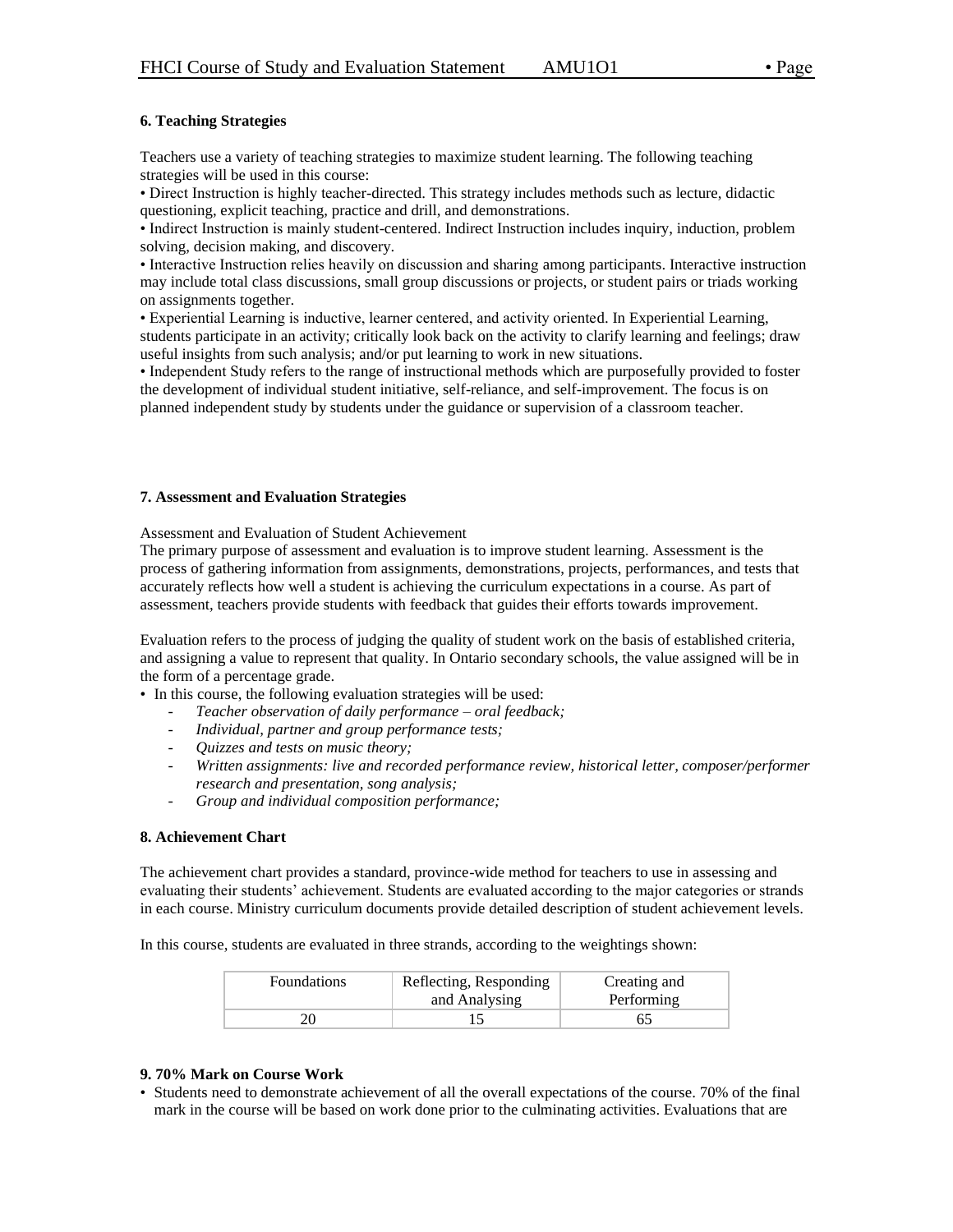**6. Teaching Strategies**

Teachers use a variety of teaching strategies to maximize student learning. The following teaching strategies will be used in this course:

• Direct Instruction is highly teacher-directed. This strategy includes methods such as lecture, didactic questioning, explicit teaching, practice and drill, and demonstrations.

• Indirect Instruction is mainly student-centered. Indirect Instruction includes inquiry, induction, problem solving, decision making, and discovery.

• Interactive Instruction relies heavily on discussion and sharing among participants. Interactive instruction may include total class discussions, small group discussions or projects, or student pairs or triads working on assignments together.

• Experiential Learning is inductive, learner centered, and activity oriented. In Experiential Learning, students participate in an activity; critically look back on the activity to clarify learning and feelings; draw useful insights from such analysis; and/or put learning to work in new situations.

• Independent Study refers to the range of instructional methods which are purposefully provided to foster the development of individual student initiative, self-reliance, and self-improvement. The focus is on planned independent study by students under the guidance or supervision of a classroom teacher.

**7. Assessment and Evaluation Strategies**

Assessment and Evaluation of Student Achievement

The primary purpose of assessment and evaluation is to improve student learning. Assessment is the process of gathering information from assignments, demonstrations, projects, performances, and tests that accurately reflects how well a student is achieving the curriculum expectations in a course. As part of assessment, teachers provide students with feedback that guides their efforts towards improvement.

Evaluation refers to the process of judging the quality of student work on the basis of established criteria, and assigning a value to represent that quality. In Ontario secondary schools, the value assigned will be in the form of a percentage grade.

• In this course, the following evaluation strategies will be used:
  - *Teacher observation of daily performance – oral feedback;*
  - *Individual, partner and group performance tests;*
  - *Quizzes and tests on music theory;*
  - *Written assignments: live and recorded performance review, historical letter, composer/performer research and presentation, song analysis;*
  - *Group and individual composition performance;*

**8. Achievement Chart**

The achievement chart provides a standard, province-wide method for teachers to use in assessing and evaluating their students' achievement. Students are evaluated according to the major categories or strands in each course. Ministry curriculum documents provide detailed description of student achievement levels.

In this course, students are evaluated in three strands, according to the weightings shown:

| Foundations | Reflecting, Responding and Analysing | Creating and Performing |
|---|---|---|
| 20 | 15 | 65 |

**9. 70% Mark on Course Work**

• Students need to demonstrate achievement of all the overall expectations of the course. 70% of the final mark in the course will be based on work done prior to the culminating activities. Evaluations that are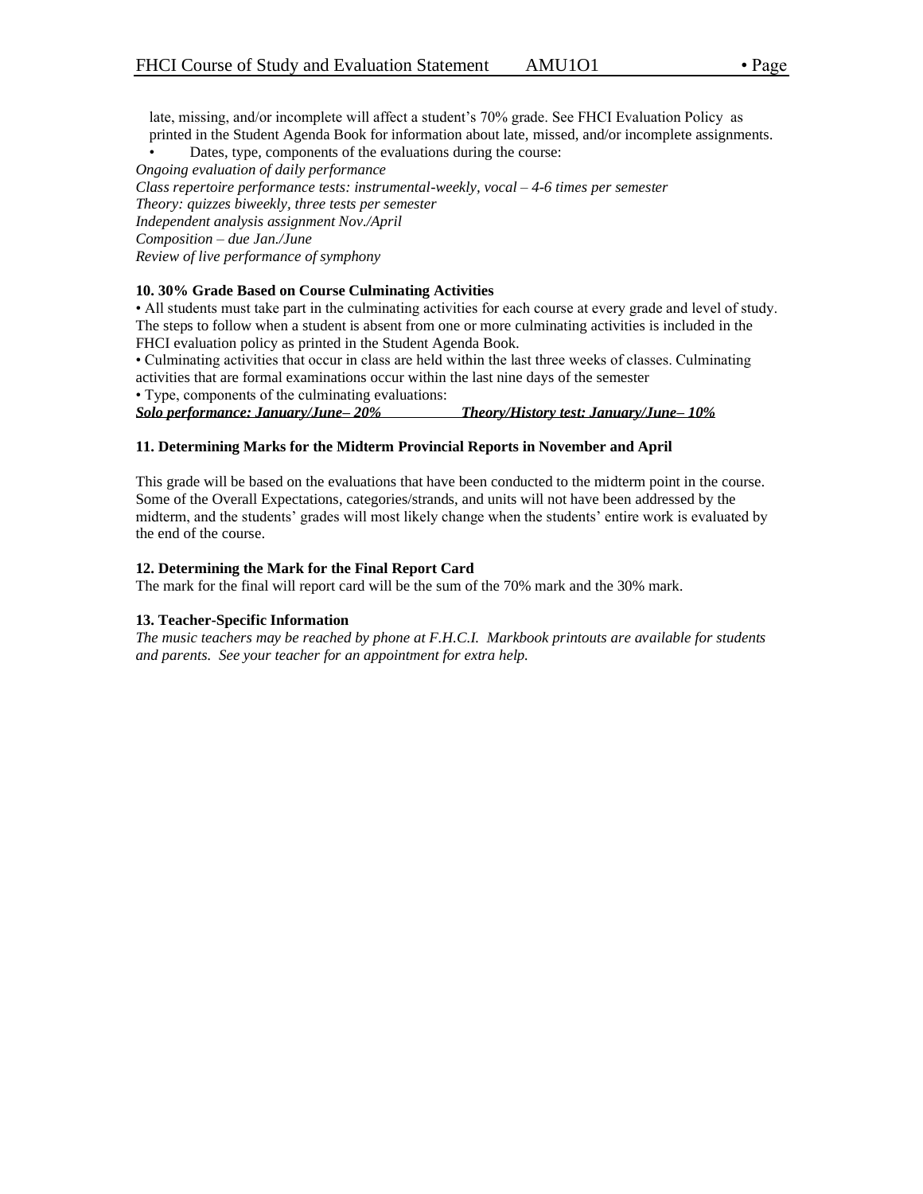late, missing, and/or incomplete will affect a student's 70% grade. See FHCI Evaluation Policy as printed in the Student Agenda Book for information about late, missed, and/or incomplete assignments.

- Dates, type, components of the evaluations during the course:

*Ongoing evaluation of daily performance*
*Class repertoire performance tests: instrumental-weekly, vocal – 4-6 times per semester*
*Theory: quizzes biweekly, three tests per semester*
*Independent analysis assignment Nov./April*
*Composition – due Jan./June*
*Review of live performance of symphony*

**10. 30% Grade Based on Course Culminating Activities**

• All students must take part in the culminating activities for each course at every grade and level of study. The steps to follow when a student is absent from one or more culminating activities is included in the FHCI evaluation policy as printed in the Student Agenda Book.
• Culminating activities that occur in class are held within the last three weeks of classes. Culminating activities that are formal examinations occur within the last nine days of the semester
• Type, components of the culminating evaluations:

***Solo performance: January/June– 20%*** ***Theory/History test: January/June– 10%***

**11. Determining Marks for the Midterm Provincial Reports in November and April**

This grade will be based on the evaluations that have been conducted to the midterm point in the course. Some of the Overall Expectations, categories/strands, and units will not have been addressed by the midterm, and the students' grades will most likely change when the students' entire work is evaluated by the end of the course.

**12. Determining the Mark for the Final Report Card**

The mark for the final will report card will be the sum of the 70% mark and the 30% mark.

**13. Teacher-Specific Information**

*The music teachers may be reached by phone at F.H.C.I. Markbook printouts are available for students and parents. See your teacher for an appointment for extra help.*